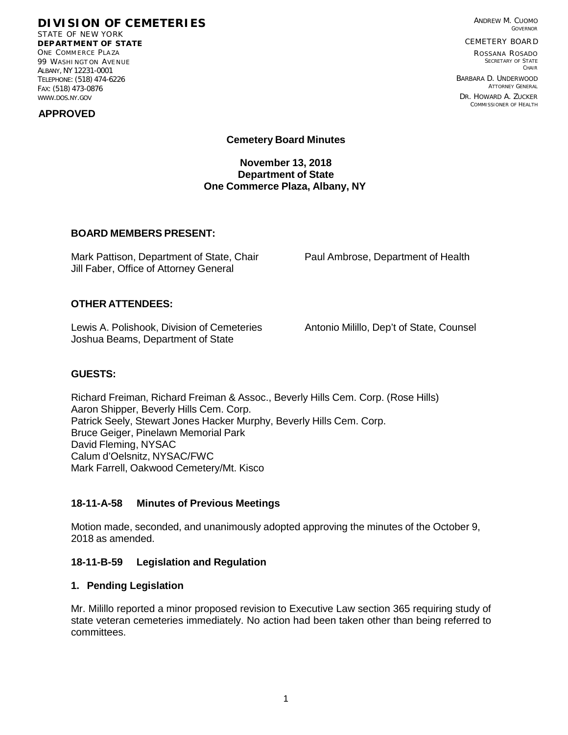**DIVISION OF CEMETERIES**
STATE OF NEW YORK
**DEPARTMENT OF STATE**
ONE COMMERCE PLAZA
99 WASHINGTON AVENUE
ALBANY, NY 12231-0001
TELEPHONE: (518) 474-6226
FAX: (518) 473-0876
WWW.DOS.NY.GOV

ANDREW M. CUOMO
GOVERNOR

CEMETERY BOARD

ROSSANA ROSADO
SECRETARY OF STATE
CHAIR

BARBARA D. UNDERWOOD
ATTORNEY GENERAL

DR. HOWARD A. ZUCKER
COMMISSIONER OF HEALTH

**APPROVED**

**Cemetery Board Minutes**

**November 13, 2018**
**Department of State**
**One Commerce Plaza, Albany, NY**

**BOARD MEMBERS PRESENT:**

Mark Pattison, Department of State, Chair
Paul Ambrose, Department of Health
Jill Faber, Office of Attorney General

**OTHER ATTENDEES:**

Lewis A. Polishook, Division of Cemeteries
Antonio Milillo, Dep't of State, Counsel
Joshua Beams, Department of State

**GUESTS:**

Richard Freiman, Richard Freiman & Assoc., Beverly Hills Cem. Corp. (Rose Hills)
Aaron Shipper, Beverly Hills Cem. Corp.
Patrick Seely, Stewart Jones Hacker Murphy, Beverly Hills Cem. Corp.
Bruce Geiger, Pinelawn Memorial Park
David Fleming, NYSAC
Calum d'Oelsnitz, NYSAC/FWC
Mark Farrell, Oakwood Cemetery/Mt. Kisco

### 18-11-A-58 Minutes of Previous Meetings

Motion made, seconded, and unanimously adopted approving the minutes of the October 9, 2018 as amended.

### 18-11-B-59 Legislation and Regulation

#### 1. Pending Legislation

Mr. Milillo reported a minor proposed revision to Executive Law section 365 requiring study of state veteran cemeteries immediately. No action had been taken other than being referred to committees.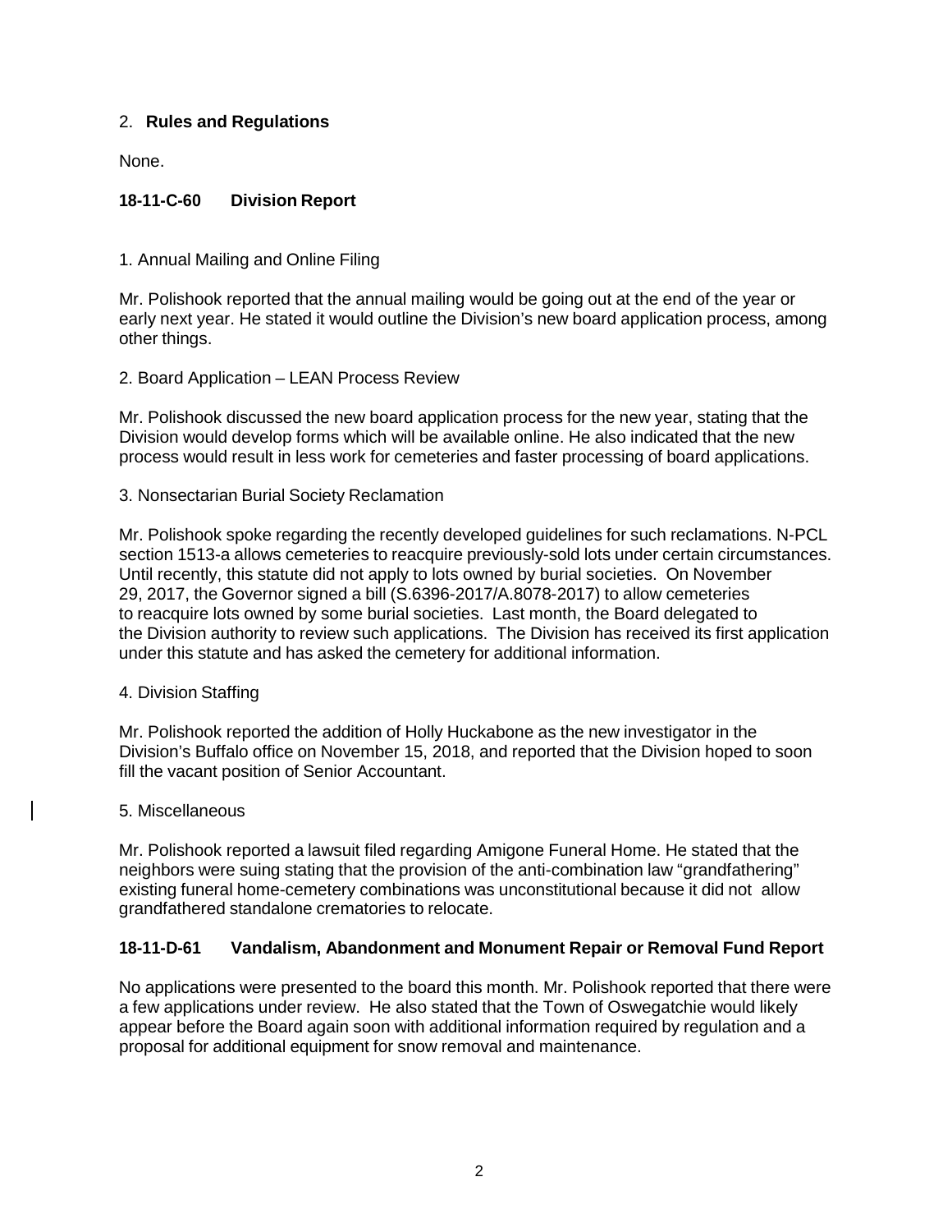2. **Rules and Regulations**

None.

**18-11-C-60 Division Report**

1. Annual Mailing and Online Filing

Mr. Polishook reported that the annual mailing would be going out at the end of the year or early next year. He stated it would outline the Division's new board application process, among other things.

2. Board Application – LEAN Process Review

Mr. Polishook discussed the new board application process for the new year, stating that the Division would develop forms which will be available online. He also indicated that the new process would result in less work for cemeteries and faster processing of board applications.

3. Nonsectarian Burial Society Reclamation

Mr. Polishook spoke regarding the recently developed guidelines for such reclamations. N-PCL section 1513-a allows cemeteries to reacquire previously-sold lots under certain circumstances. Until recently, this statute did not apply to lots owned by burial societies. On November 29, 2017, the Governor signed a bill (S.6396-2017/A.8078-2017) to allow cemeteries to reacquire lots owned by some burial societies. Last month, the Board delegated to the Division authority to review such applications. The Division has received its first application under this statute and has asked the cemetery for additional information.

4. Division Staffing

Mr. Polishook reported the addition of Holly Huckabone as the new investigator in the Division's Buffalo office on November 15, 2018, and reported that the Division hoped to soon fill the vacant position of Senior Accountant.

5. Miscellaneous

Mr. Polishook reported a lawsuit filed regarding Amigone Funeral Home. He stated that the neighbors were suing stating that the provision of the anti-combination law "grandfathering" existing funeral home-cemetery combinations was unconstitutional because it did not allow grandfathered standalone crematories to relocate.

**18-11-D-61 Vandalism, Abandonment and Monument Repair or Removal Fund Report**

No applications were presented to the board this month. Mr. Polishook reported that there were a few applications under review. He also stated that the Town of Oswegatchie would likely appear before the Board again soon with additional information required by regulation and a proposal for additional equipment for snow removal and maintenance.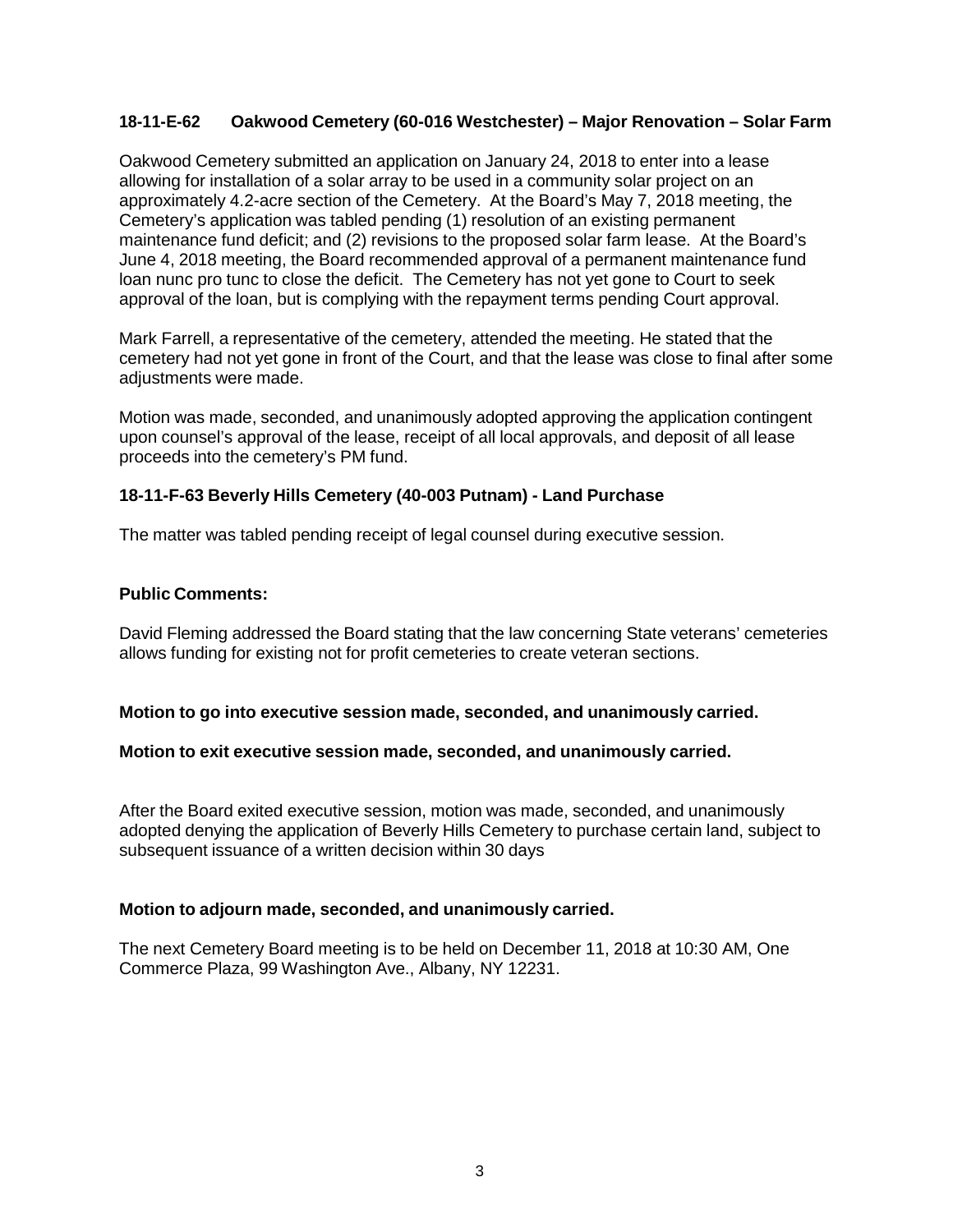**18-11-E-62 Oakwood Cemetery (60-016 Westchester) – Major Renovation – Solar Farm**

Oakwood Cemetery submitted an application on January 24, 2018 to enter into a lease allowing for installation of a solar array to be used in a community solar project on an approximately 4.2-acre section of the Cemetery. At the Board's May 7, 2018 meeting, the Cemetery's application was tabled pending (1) resolution of an existing permanent maintenance fund deficit; and (2) revisions to the proposed solar farm lease. At the Board's June 4, 2018 meeting, the Board recommended approval of a permanent maintenance fund loan nunc pro tunc to close the deficit. The Cemetery has not yet gone to Court to seek approval of the loan, but is complying with the repayment terms pending Court approval.

Mark Farrell, a representative of the cemetery, attended the meeting. He stated that the cemetery had not yet gone in front of the Court, and that the lease was close to final after some adjustments were made.

Motion was made, seconded, and unanimously adopted approving the application contingent upon counsel's approval of the lease, receipt of all local approvals, and deposit of all lease proceeds into the cemetery's PM fund.

**18-11-F-63 Beverly Hills Cemetery (40-003 Putnam) - Land Purchase**

The matter was tabled pending receipt of legal counsel during executive session.

**Public Comments:**

David Fleming addressed the Board stating that the law concerning State veterans' cemeteries allows funding for existing not for profit cemeteries to create veteran sections.

**Motion to go into executive session made, seconded, and unanimously carried.**

**Motion to exit executive session made, seconded, and unanimously carried.**

After the Board exited executive session, motion was made, seconded, and unanimously adopted denying the application of Beverly Hills Cemetery to purchase certain land, subject to subsequent issuance of a written decision within 30 days

**Motion to adjourn made, seconded, and unanimously carried.**

The next Cemetery Board meeting is to be held on December 11, 2018 at 10:30 AM, One Commerce Plaza, 99 Washington Ave., Albany, NY 12231.